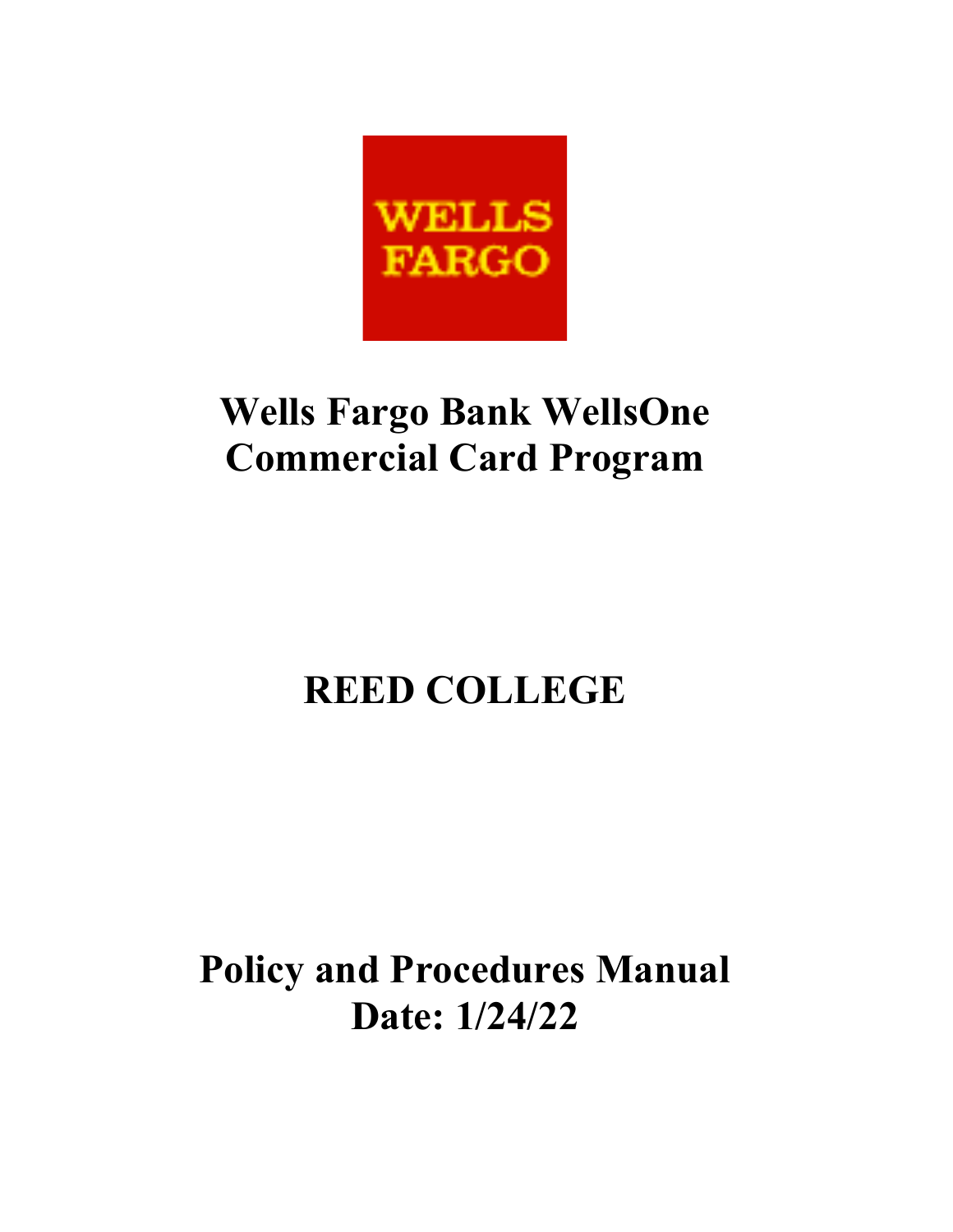WELLS FARGO

# Wells Fargo Bank WellsOne Commercial Card Program

# REED COLLEGE

# Policy and Procedures Manual
# Date: 1/24/22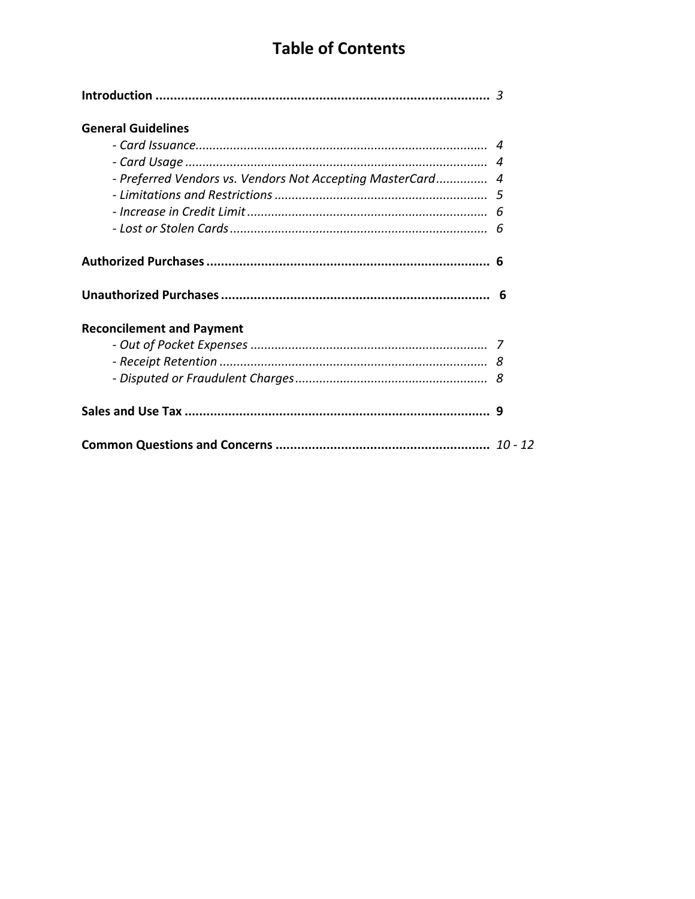# Table of Contents

| | |
|---|---|
| **Introduction** | *3* |
| **General Guidelines** | |
| *- Card Issuance* | *4* |
| *- Card Usage* | *4* |
| *- Preferred Vendors vs. Vendors Not Accepting MasterCard* | *4* |
| *- Limitations and Restrictions* | *5* |
| *- Increase in Credit Limit* | *6* |
| *- Lost or Stolen Cards* | *6* |
| **Authorized Purchases** | **6** |
| **Unauthorized Purchases** | **6** |
| **Reconcilement and Payment** | |
| *- Out of Pocket Expenses* | *7* |
| *- Receipt Retention* | *8* |
| *- Disputed or Fraudulent Charges* | *8* |
| **Sales and Use Tax** | **9** |
| **Common Questions and Concerns** | *10 - 12* |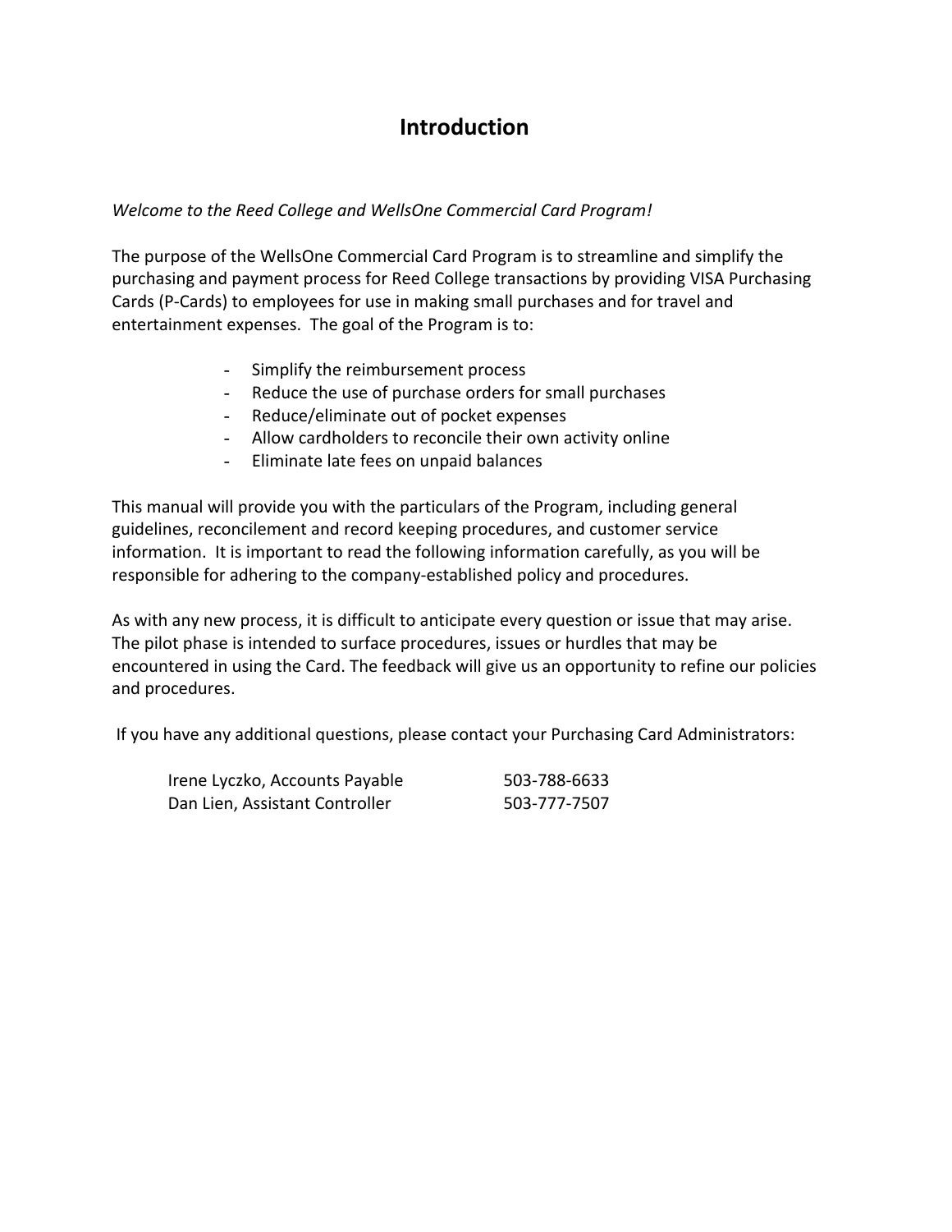# Introduction

*Welcome to the Reed College and WellsOne Commercial Card Program!*

The purpose of the WellsOne Commercial Card Program is to streamline and simplify the purchasing and payment process for Reed College transactions by providing VISA Purchasing Cards (P-Cards) to employees for use in making small purchases and for travel and entertainment expenses. The goal of the Program is to:

- Simplify the reimbursement process
- Reduce the use of purchase orders for small purchases
- Reduce/eliminate out of pocket expenses
- Allow cardholders to reconcile their own activity online
- Eliminate late fees on unpaid balances

This manual will provide you with the particulars of the Program, including general guidelines, reconcilement and record keeping procedures, and customer service information. It is important to read the following information carefully, as you will be responsible for adhering to the company-established policy and procedures.

As with any new process, it is difficult to anticipate every question or issue that may arise. The pilot phase is intended to surface procedures, issues or hurdles that may be encountered in using the Card. The feedback will give us an opportunity to refine our policies and procedures.

If you have any additional questions, please contact your Purchasing Card Administrators:

| | |
|---|---|
| Irene Lyczko, Accounts Payable | 503-788-6633 |
| Dan Lien, Assistant Controller | 503-777-7507 |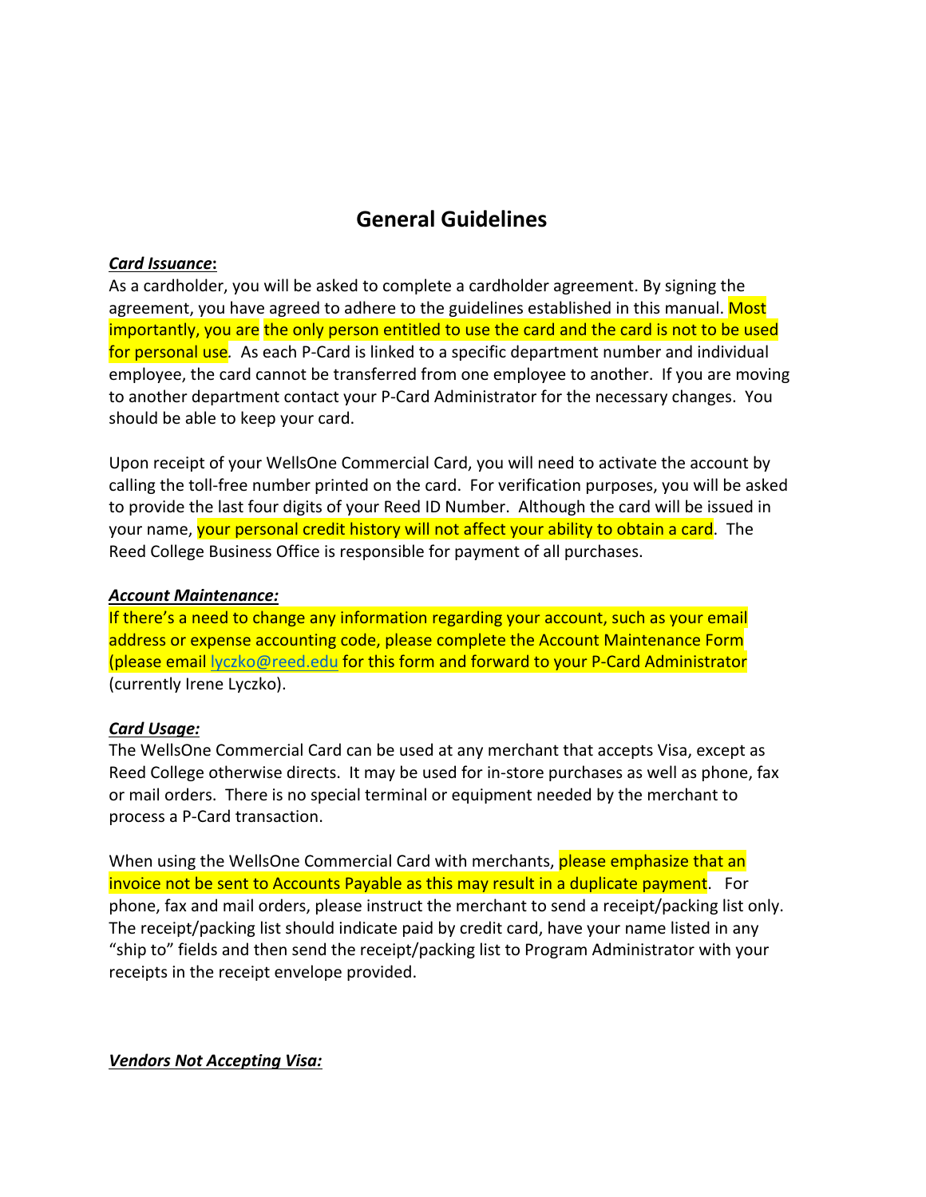# General Guidelines

***Card Issuance*:**

As a cardholder, you will be asked to complete a cardholder agreement. By signing the agreement, you have agreed to adhere to the guidelines established in this manual. Most importantly, you are the only person entitled to use the card and the card is not to be used for personal use. As each P-Card is linked to a specific department number and individual employee, the card cannot be transferred from one employee to another. If you are moving to another department contact your P-Card Administrator for the necessary changes. You should be able to keep your card.

Upon receipt of your WellsOne Commercial Card, you will need to activate the account by calling the toll-free number printed on the card. For verification purposes, you will be asked to provide the last four digits of your Reed ID Number. Although the card will be issued in your name, your personal credit history will not affect your ability to obtain a card. The Reed College Business Office is responsible for payment of all purchases.

***Account Maintenance:***

If there's a need to change any information regarding your account, such as your email address or expense accounting code, please complete the Account Maintenance Form (please email lyczko@reed.edu for this form and forward to your P-Card Administrator (currently Irene Lyczko).

***Card Usage:***

The WellsOne Commercial Card can be used at any merchant that accepts Visa, except as Reed College otherwise directs. It may be used for in-store purchases as well as phone, fax or mail orders. There is no special terminal or equipment needed by the merchant to process a P-Card transaction.

When using the WellsOne Commercial Card with merchants, please emphasize that an invoice not be sent to Accounts Payable as this may result in a duplicate payment. For phone, fax and mail orders, please instruct the merchant to send a receipt/packing list only. The receipt/packing list should indicate paid by credit card, have your name listed in any "ship to" fields and then send the receipt/packing list to Program Administrator with your receipts in the receipt envelope provided.

***Vendors Not Accepting Visa:***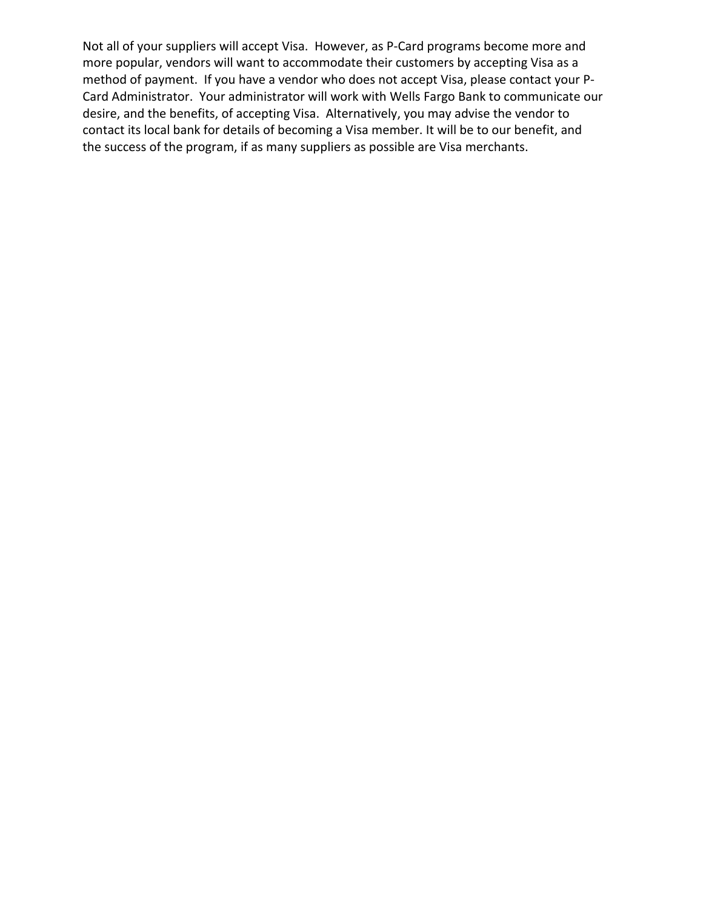Not all of your suppliers will accept Visa. However, as P-Card programs become more and more popular, vendors will want to accommodate their customers by accepting Visa as a method of payment. If you have a vendor who does not accept Visa, please contact your P-Card Administrator. Your administrator will work with Wells Fargo Bank to communicate our desire, and the benefits, of accepting Visa. Alternatively, you may advise the vendor to contact its local bank for details of becoming a Visa member. It will be to our benefit, and the success of the program, if as many suppliers as possible are Visa merchants.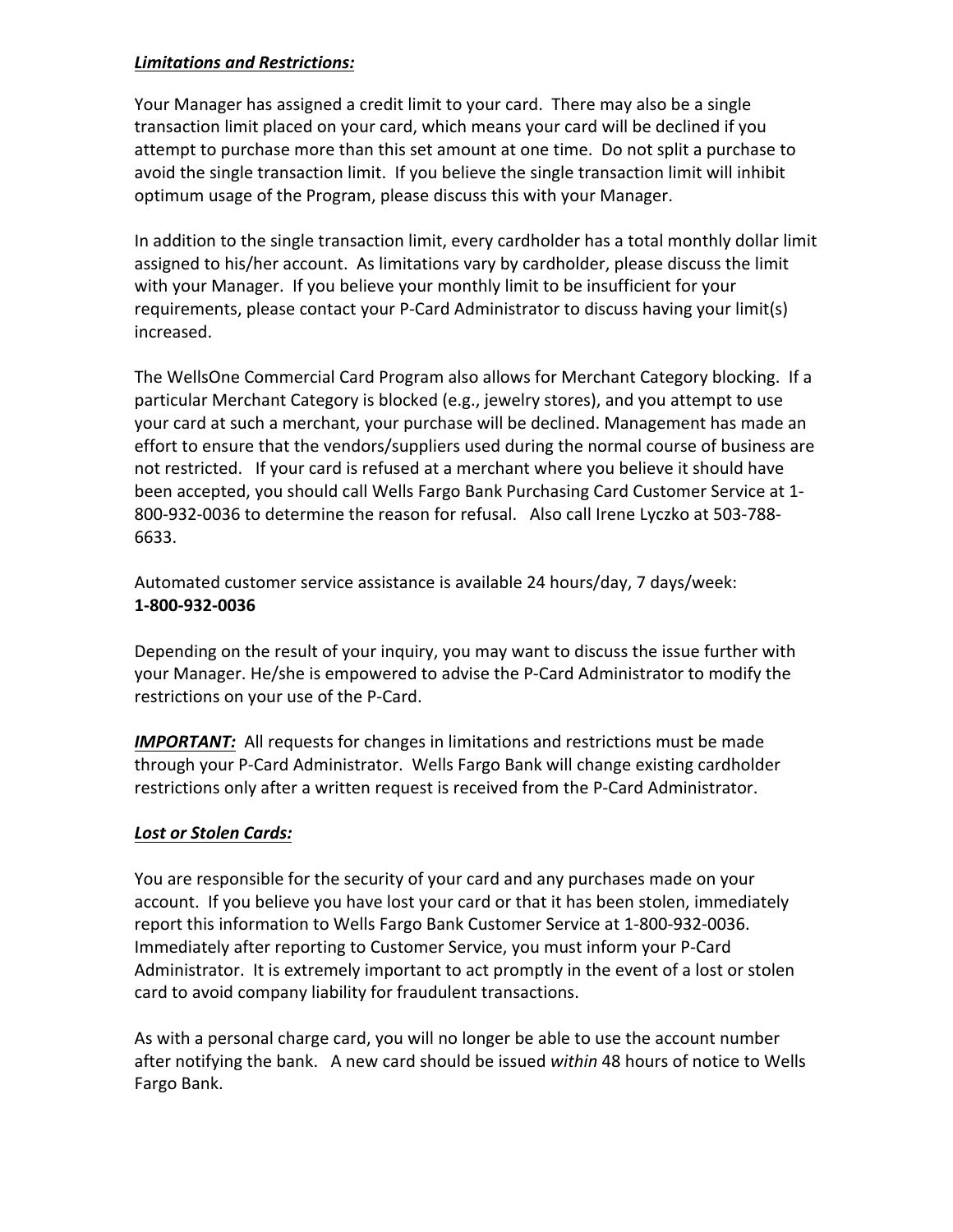***Limitations and Restrictions:***

Your Manager has assigned a credit limit to your card. There may also be a single transaction limit placed on your card, which means your card will be declined if you attempt to purchase more than this set amount at one time. Do not split a purchase to avoid the single transaction limit. If you believe the single transaction limit will inhibit optimum usage of the Program, please discuss this with your Manager.

In addition to the single transaction limit, every cardholder has a total monthly dollar limit assigned to his/her account. As limitations vary by cardholder, please discuss the limit with your Manager. If you believe your monthly limit to be insufficient for your requirements, please contact your P-Card Administrator to discuss having your limit(s) increased.

The WellsOne Commercial Card Program also allows for Merchant Category blocking. If a particular Merchant Category is blocked (e.g., jewelry stores), and you attempt to use your card at such a merchant, your purchase will be declined. Management has made an effort to ensure that the vendors/suppliers used during the normal course of business are not restricted. If your card is refused at a merchant where you believe it should have been accepted, you should call Wells Fargo Bank Purchasing Card Customer Service at 1-800-932-0036 to determine the reason for refusal. Also call Irene Lyczko at 503-788-6633.

Automated customer service assistance is available 24 hours/day, 7 days/week:
**1-800-932-0036**

Depending on the result of your inquiry, you may want to discuss the issue further with your Manager. He/she is empowered to advise the P-Card Administrator to modify the restrictions on your use of the P-Card.

***IMPORTANT:*** All requests for changes in limitations and restrictions must be made through your P-Card Administrator. Wells Fargo Bank will change existing cardholder restrictions only after a written request is received from the P-Card Administrator.

***Lost or Stolen Cards:***

You are responsible for the security of your card and any purchases made on your account. If you believe you have lost your card or that it has been stolen, immediately report this information to Wells Fargo Bank Customer Service at 1-800-932-0036. Immediately after reporting to Customer Service, you must inform your P-Card Administrator. It is extremely important to act promptly in the event of a lost or stolen card to avoid company liability for fraudulent transactions.

As with a personal charge card, you will no longer be able to use the account number after notifying the bank. A new card should be issued *within* 48 hours of notice to Wells Fargo Bank.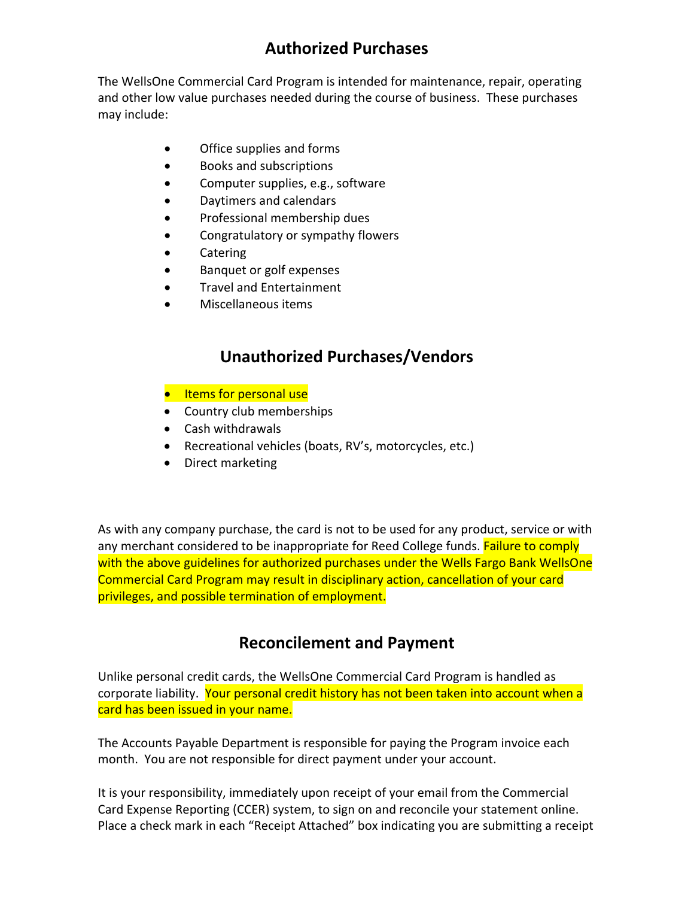## Authorized Purchases

The WellsOne Commercial Card Program is intended for maintenance, repair, operating and other low value purchases needed during the course of business. These purchases may include:

- Office supplies and forms
- Books and subscriptions
- Computer supplies, e.g., software
- Daytimers and calendars
- Professional membership dues
- Congratulatory or sympathy flowers
- Catering
- Banquet or golf expenses
- Travel and Entertainment
- Miscellaneous items

## Unauthorized Purchases/Vendors

- Items for personal use
- Country club memberships
- Cash withdrawals
- Recreational vehicles (boats, RV's, motorcycles, etc.)
- Direct marketing

As with any company purchase, the card is not to be used for any product, service or with any merchant considered to be inappropriate for Reed College funds. Failure to comply with the above guidelines for authorized purchases under the Wells Fargo Bank WellsOne Commercial Card Program may result in disciplinary action, cancellation of your card privileges, and possible termination of employment.

## Reconcilement and Payment

Unlike personal credit cards, the WellsOne Commercial Card Program is handled as corporate liability. Your personal credit history has not been taken into account when a card has been issued in your name.

The Accounts Payable Department is responsible for paying the Program invoice each month. You are not responsible for direct payment under your account.

It is your responsibility, immediately upon receipt of your email from the Commercial Card Expense Reporting (CCER) system, to sign on and reconcile your statement online. Place a check mark in each "Receipt Attached" box indicating you are submitting a receipt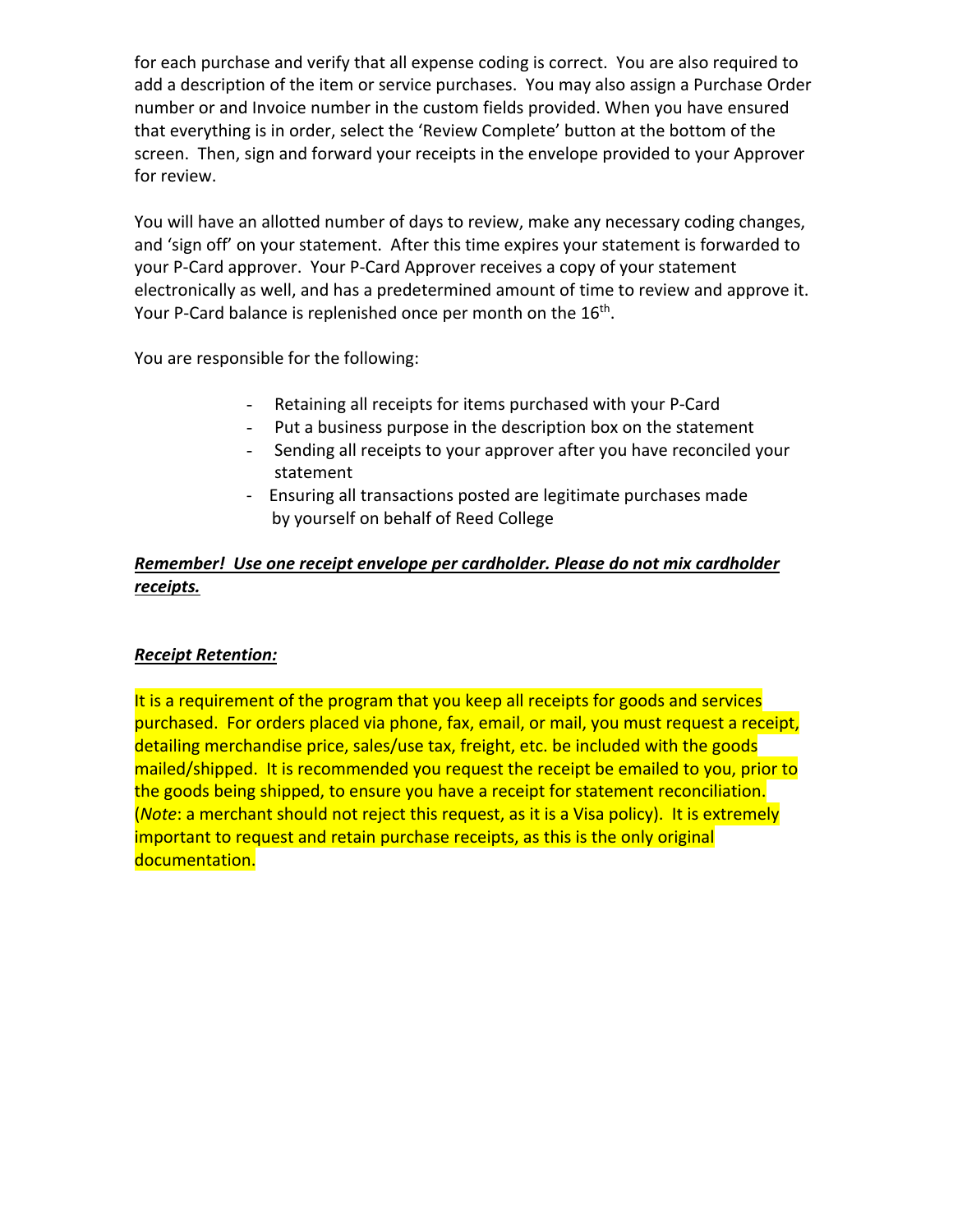for each purchase and verify that all expense coding is correct. You are also required to add a description of the item or service purchases. You may also assign a Purchase Order number or and Invoice number in the custom fields provided. When you have ensured that everything is in order, select the 'Review Complete' button at the bottom of the screen. Then, sign and forward your receipts in the envelope provided to your Approver for review.

You will have an allotted number of days to review, make any necessary coding changes, and 'sign off' on your statement. After this time expires your statement is forwarded to your P-Card approver. Your P-Card Approver receives a copy of your statement electronically as well, and has a predetermined amount of time to review and approve it. Your P-Card balance is replenished once per month on the 16th.

You are responsible for the following:

- Retaining all receipts for items purchased with your P-Card
- Put a business purpose in the description box on the statement
- Sending all receipts to your approver after you have reconciled your statement
- Ensuring all transactions posted are legitimate purchases made by yourself on behalf of Reed College

***Remember! Use one receipt envelope per cardholder. Please do not mix cardholder receipts.***

***Receipt Retention:***

It is a requirement of the program that you keep all receipts for goods and services purchased. For orders placed via phone, fax, email, or mail, you must request a receipt, detailing merchandise price, sales/use tax, freight, etc. be included with the goods mailed/shipped. It is recommended you request the receipt be emailed to you, prior to the goods being shipped, to ensure you have a receipt for statement reconciliation. (*Note*: a merchant should not reject this request, as it is a Visa policy). It is extremely important to request and retain purchase receipts, as this is the only original documentation.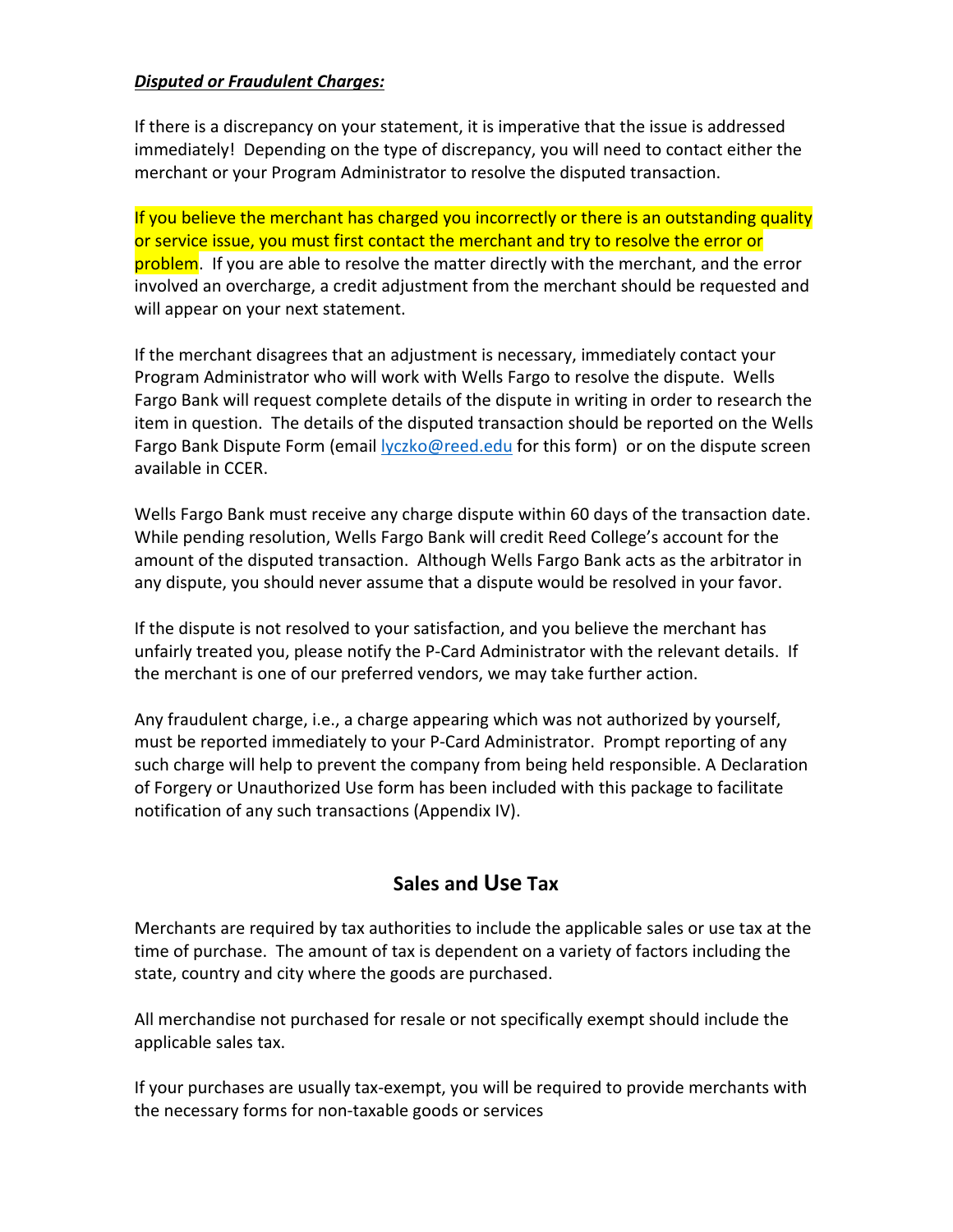***Disputed or Fraudulent Charges:***

If there is a discrepancy on your statement, it is imperative that the issue is addressed immediately! Depending on the type of discrepancy, you will need to contact either the merchant or your Program Administrator to resolve the disputed transaction.

If you believe the merchant has charged you incorrectly or there is an outstanding quality or service issue, you must first contact the merchant and try to resolve the error or problem. If you are able to resolve the matter directly with the merchant, and the error involved an overcharge, a credit adjustment from the merchant should be requested and will appear on your next statement.

If the merchant disagrees that an adjustment is necessary, immediately contact your Program Administrator who will work with Wells Fargo to resolve the dispute. Wells Fargo Bank will request complete details of the dispute in writing in order to research the item in question. The details of the disputed transaction should be reported on the Wells Fargo Bank Dispute Form (email lyczko@reed.edu for this form) or on the dispute screen available in CCER.

Wells Fargo Bank must receive any charge dispute within 60 days of the transaction date. While pending resolution, Wells Fargo Bank will credit Reed College's account for the amount of the disputed transaction. Although Wells Fargo Bank acts as the arbitrator in any dispute, you should never assume that a dispute would be resolved in your favor.

If the dispute is not resolved to your satisfaction, and you believe the merchant has unfairly treated you, please notify the P-Card Administrator with the relevant details. If the merchant is one of our preferred vendors, we may take further action.

Any fraudulent charge, i.e., a charge appearing which was not authorized by yourself, must be reported immediately to your P-Card Administrator. Prompt reporting of any such charge will help to prevent the company from being held responsible. A Declaration of Forgery or Unauthorized Use form has been included with this package to facilitate notification of any such transactions (Appendix IV).

## Sales and Use Tax

Merchants are required by tax authorities to include the applicable sales or use tax at the time of purchase. The amount of tax is dependent on a variety of factors including the state, country and city where the goods are purchased.

All merchandise not purchased for resale or not specifically exempt should include the applicable sales tax.

If your purchases are usually tax-exempt, you will be required to provide merchants with the necessary forms for non-taxable goods or services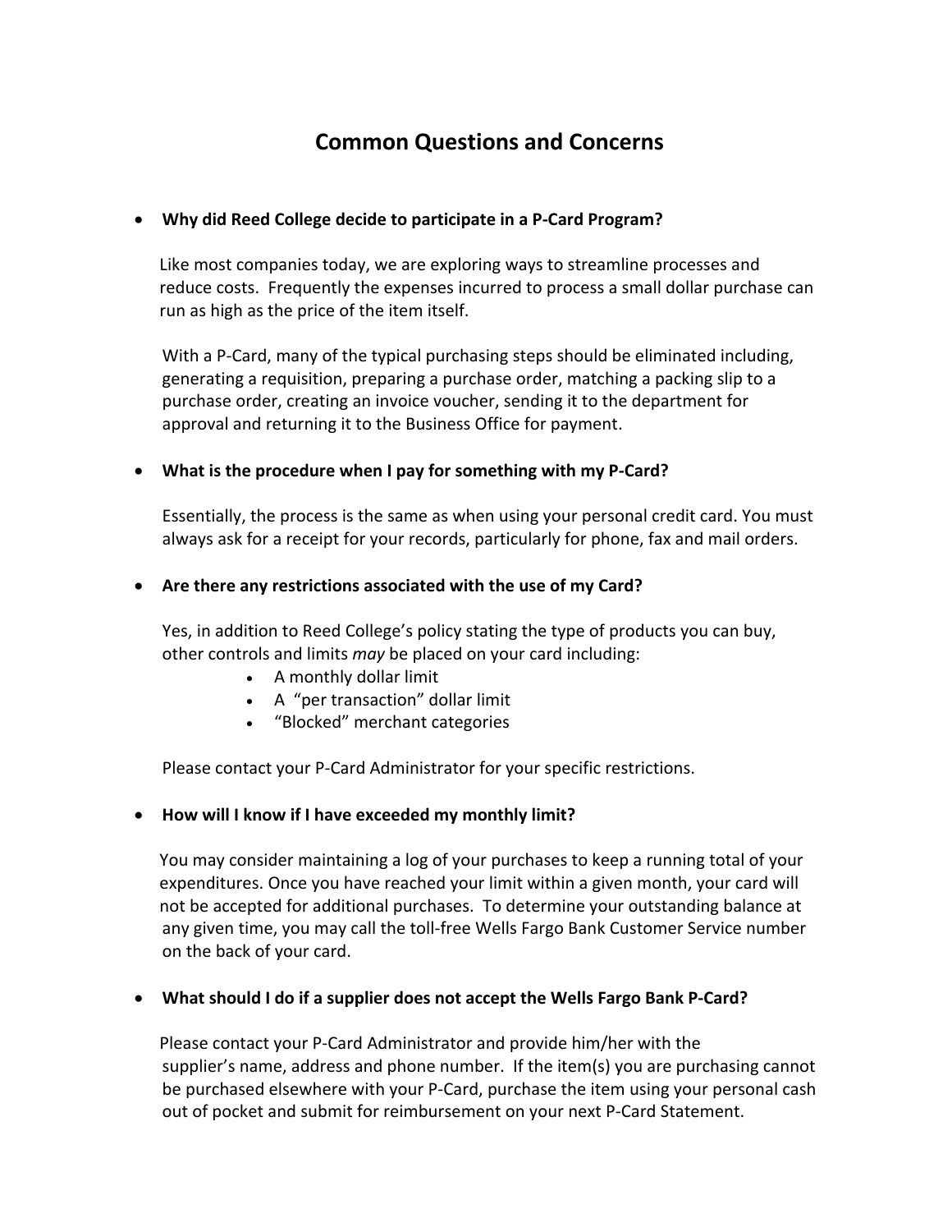# Common Questions and Concerns

- **Why did Reed College decide to participate in a P-Card Program?**

  Like most companies today, we are exploring ways to streamline processes and reduce costs. Frequently the expenses incurred to process a small dollar purchase can run as high as the price of the item itself.

  With a P-Card, many of the typical purchasing steps should be eliminated including, generating a requisition, preparing a purchase order, matching a packing slip to a purchase order, creating an invoice voucher, sending it to the department for approval and returning it to the Business Office for payment.

- **What is the procedure when I pay for something with my P-Card?**

  Essentially, the process is the same as when using your personal credit card. You must always ask for a receipt for your records, particularly for phone, fax and mail orders.

- **Are there any restrictions associated with the use of my Card?**

  Yes, in addition to Reed College's policy stating the type of products you can buy, other controls and limits *may* be placed on your card including:

  - A monthly dollar limit
  - A "per transaction" dollar limit
  - "Blocked" merchant categories

  Please contact your P-Card Administrator for your specific restrictions.

- **How will I know if I have exceeded my monthly limit?**

  You may consider maintaining a log of your purchases to keep a running total of your expenditures. Once you have reached your limit within a given month, your card will not be accepted for additional purchases. To determine your outstanding balance at any given time, you may call the toll-free Wells Fargo Bank Customer Service number on the back of your card.

- **What should I do if a supplier does not accept the Wells Fargo Bank P-Card?**

  Please contact your P-Card Administrator and provide him/her with the supplier's name, address and phone number. If the item(s) you are purchasing cannot be purchased elsewhere with your P-Card, purchase the item using your personal cash out of pocket and submit for reimbursement on your next P-Card Statement.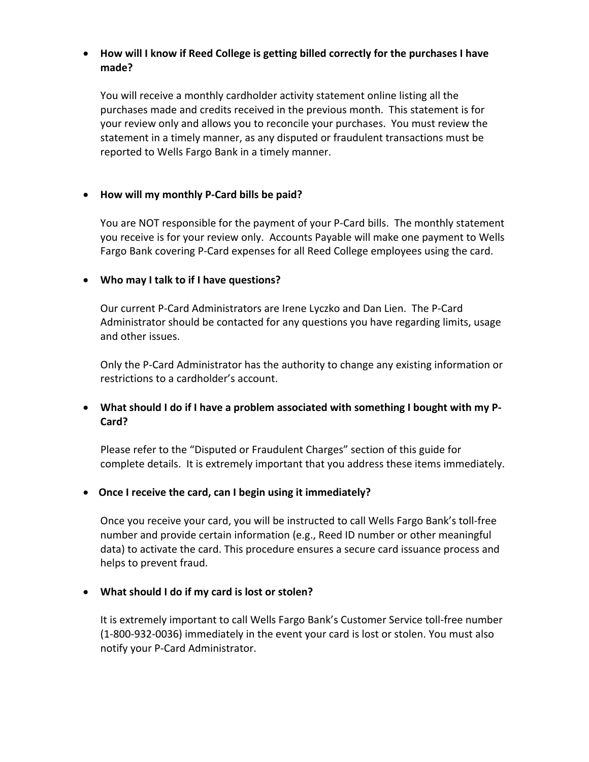- **How will I know if Reed College is getting billed correctly for the purchases I have made?**

  You will receive a monthly cardholder activity statement online listing all the purchases made and credits received in the previous month. This statement is for your review only and allows you to reconcile your purchases. You must review the statement in a timely manner, as any disputed or fraudulent transactions must be reported to Wells Fargo Bank in a timely manner.

- **How will my monthly P-Card bills be paid?**

  You are NOT responsible for the payment of your P-Card bills. The monthly statement you receive is for your review only. Accounts Payable will make one payment to Wells Fargo Bank covering P-Card expenses for all Reed College employees using the card.

- **Who may I talk to if I have questions?**

  Our current P-Card Administrators are Irene Lyczko and Dan Lien. The P-Card Administrator should be contacted for any questions you have regarding limits, usage and other issues.

  Only the P-Card Administrator has the authority to change any existing information or restrictions to a cardholder's account.

- **What should I do if I have a problem associated with something I bought with my P-Card?**

  Please refer to the "Disputed or Fraudulent Charges" section of this guide for complete details. It is extremely important that you address these items immediately.

- **Once I receive the card, can I begin using it immediately?**

  Once you receive your card, you will be instructed to call Wells Fargo Bank's toll-free number and provide certain information (e.g., Reed ID number or other meaningful data) to activate the card. This procedure ensures a secure card issuance process and helps to prevent fraud.

- **What should I do if my card is lost or stolen?**

  It is extremely important to call Wells Fargo Bank's Customer Service toll-free number (1-800-932-0036) immediately in the event your card is lost or stolen. You must also notify your P-Card Administrator.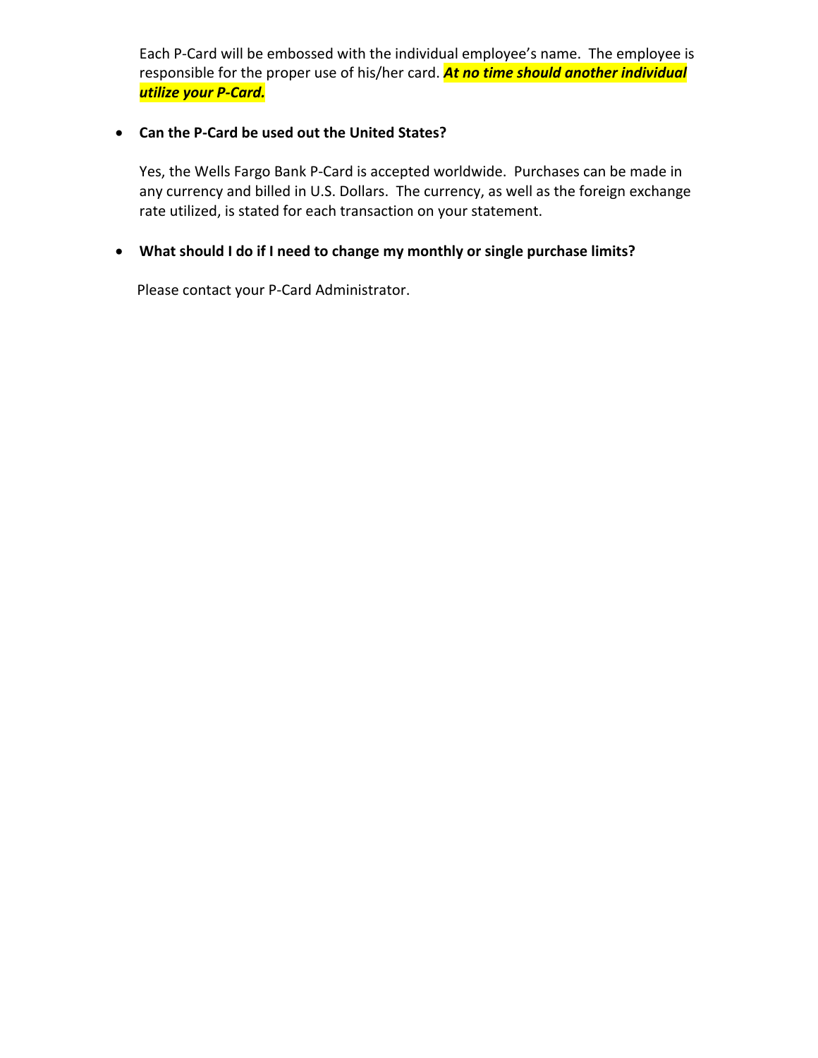Each P-Card will be embossed with the individual employee's name. The employee is responsible for the proper use of his/her card. ***At no time should another individual utilize your P-Card.***

- **Can the P-Card be used out the United States?**

  Yes, the Wells Fargo Bank P-Card is accepted worldwide. Purchases can be made in any currency and billed in U.S. Dollars. The currency, as well as the foreign exchange rate utilized, is stated for each transaction on your statement.

- **What should I do if I need to change my monthly or single purchase limits?**

  Please contact your P-Card Administrator.